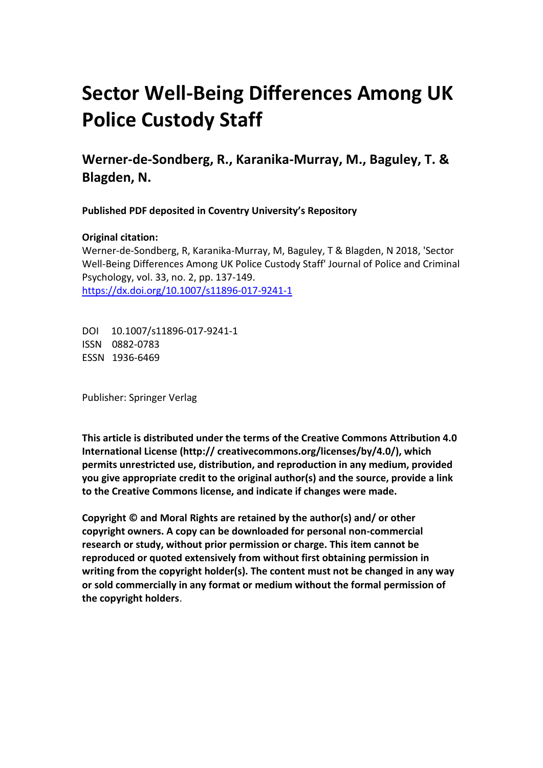# Sector Well-Being Differences Among UK Police Custody Staff

## Werner-de-Sondberg, R., Karanika-Murray, M., Baguley, T. & Blagden, N.

**Published PDF deposited in Coventry University's Repository**

**Original citation:**
Werner-de-Sondberg, R, Karanika-Murray, M, Baguley, T & Blagden, N 2018, 'Sector Well-Being Differences Among UK Police Custody Staff' Journal of Police and Criminal Psychology, vol. 33, no. 2, pp. 137-149.
https://dx.doi.org/10.1007/s11896-017-9241-1

DOI 10.1007/s11896-017-9241-1
ISSN 0882-0783
ESSN 1936-6469

Publisher: Springer Verlag

**This article is distributed under the terms of the Creative Commons Attribution 4.0 International License (http:// creativecommons.org/licenses/by/4.0/), which permits unrestricted use, distribution, and reproduction in any medium, provided you give appropriate credit to the original author(s) and the source, provide a link to the Creative Commons license, and indicate if changes were made.**

**Copyright © and Moral Rights are retained by the author(s) and/ or other copyright owners. A copy can be downloaded for personal non-commercial research or study, without prior permission or charge. This item cannot be reproduced or quoted extensively from without first obtaining permission in writing from the copyright holder(s). The content must not be changed in any way or sold commercially in any format or medium without the formal permission of the copyright holders**.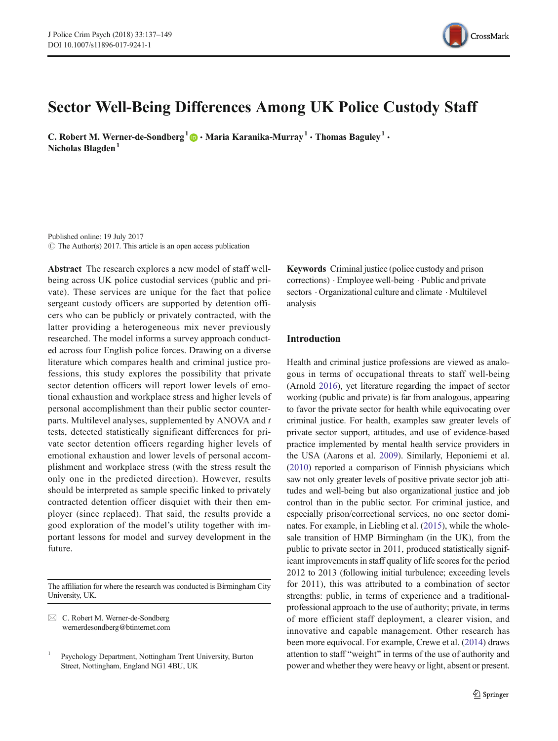// Sector Well-Being Differences Among UK Police Custody Staff

**C. Robert M. Werner-de-Sondberg**[1] · **Maria Karanika-Murray**[1] · **Thomas Baguley**[1] · **Nicholas Blagden**[1]

Published online: 19 July 2017
© The Author(s) 2017. This article is an open access publication

**Abstract** The research explores a new model of staff well-being across UK police custodial services (public and private). These services are unique for the fact that police sergeant custody officers are supported by detention officers who can be publicly or privately contracted, with the latter providing a heterogeneous mix never previously researched. The model informs a survey approach conducted across four English police forces. Drawing on a diverse literature which compares health and criminal justice professions, this study explores the possibility that private sector detention officers will report lower levels of emotional exhaustion and workplace stress and higher levels of personal accomplishment than their public sector counterparts. Multilevel analyses, supplemented by ANOVA and *t* tests, detected statistically significant differences for private sector detention officers regarding higher levels of emotional exhaustion and lower levels of personal accomplishment and workplace stress (with the stress result the only one in the predicted direction). However, results should be interpreted as sample specific linked to privately contracted detention officer disquiet with their then employer (since replaced). That said, the results provide a good exploration of the model's utility together with important lessons for model and survey development in the future.

**Keywords** Criminal justice (police custody and prison corrections) · Employee well-being · Public and private sectors · Organizational culture and climate · Multilevel analysis

## Introduction

Health and criminal justice professions are viewed as analogous in terms of occupational threats to staff well-being (Arnold 2016), yet literature regarding the impact of sector working (public and private) is far from analogous, appearing to favor the private sector for health while equivocating over criminal justice. For health, examples saw greater levels of private sector support, attitudes, and use of evidence-based practice implemented by mental health service providers in the USA (Aarons et al. 2009). Similarly, Heponiemi et al. (2010) reported a comparison of Finnish physicians which saw not only greater levels of positive private sector job attitudes and well-being but also organizational justice and job control than in the public sector. For criminal justice, and especially prison/correctional services, no one sector dominates. For example, in Liebling et al. (2015), while the wholesale transition of HMP Birmingham (in the UK), from the public to private sector in 2011, produced statistically significant improvements in staff quality of life scores for the period 2012 to 2013 (following initial turbulence; exceeding levels for 2011), this was attributed to a combination of sector strengths: public, in terms of experience and a traditional-professional approach to the use of authority; private, in terms of more efficient staff deployment, a clearer vision, and innovative and capable management. Other research has been more equivocal. For example, Crewe et al. (2014) draws attention to staff "weight" in terms of the use of authority and power and whether they were heavy or light, absent or present.

The affiliation for where the research was conducted is Birmingham City University, UK.

✉ C. Robert M. Werner-de-Sondberg
wernerdesondberg@btinternet.com

[1] Psychology Department, Nottingham Trent University, Burton Street, Nottingham, England NG1 4BU, UK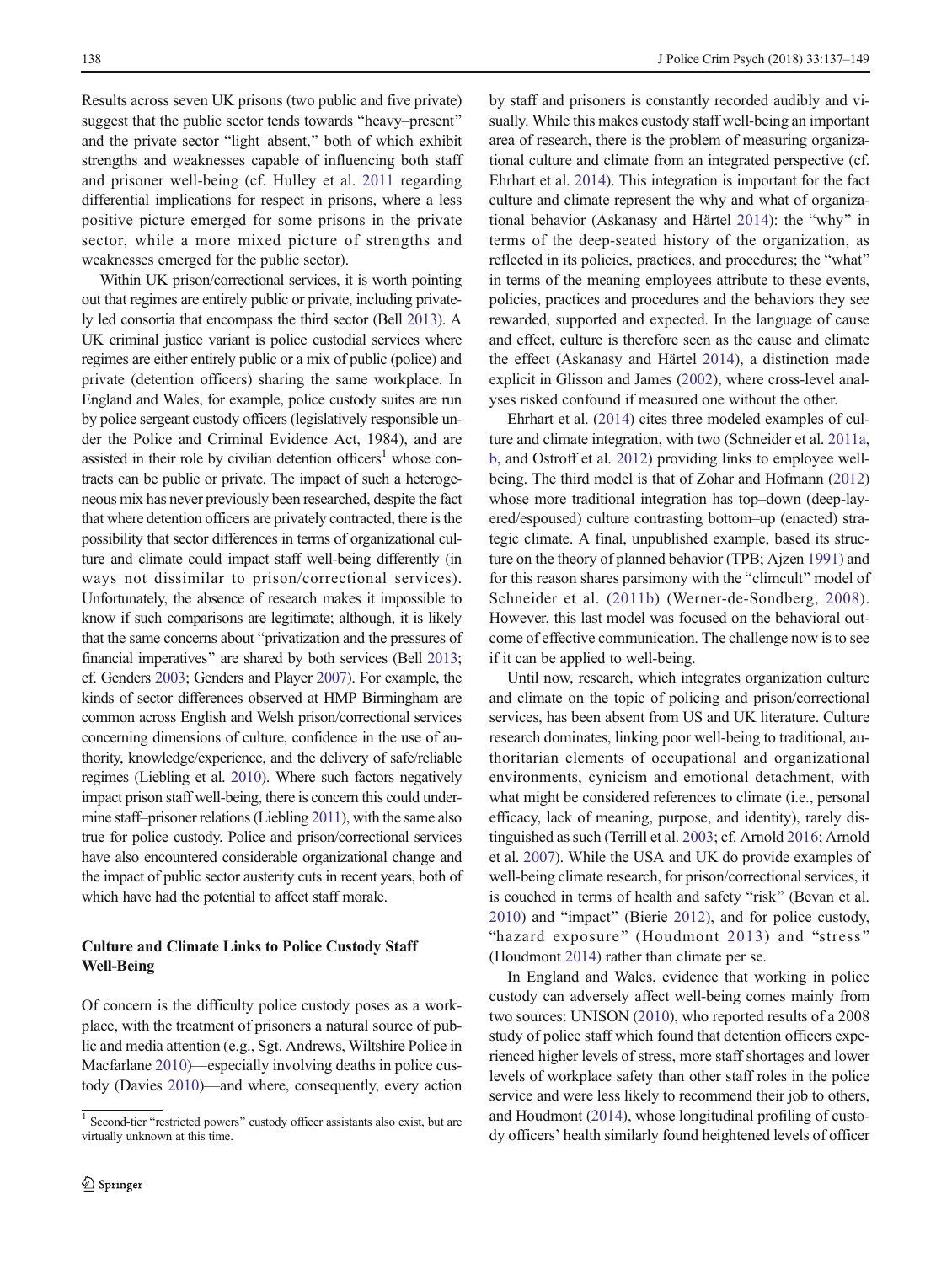Results across seven UK prisons (two public and five private) suggest that the public sector tends towards "heavy–present" and the private sector "light–absent," both of which exhibit strengths and weaknesses capable of influencing both staff and prisoner well-being (cf. Hulley et al. 2011 regarding differential implications for respect in prisons, where a less positive picture emerged for some prisons in the private sector, while a more mixed picture of strengths and weaknesses emerged for the public sector).

Within UK prison/correctional services, it is worth pointing out that regimes are entirely public or private, including privately led consortia that encompass the third sector (Bell 2013). A UK criminal justice variant is police custodial services where regimes are either entirely public or a mix of public (police) and private (detention officers) sharing the same workplace. In England and Wales, for example, police custody suites are run by police sergeant custody officers (legislatively responsible under the Police and Criminal Evidence Act, 1984), and are assisted in their role by civilian detention officers[1] whose contracts can be public or private. The impact of such a heterogeneous mix has never previously been researched, despite the fact that where detention officers are privately contracted, there is the possibility that sector differences in terms of organizational culture and climate could impact staff well-being differently (in ways not dissimilar to prison/correctional services). Unfortunately, the absence of research makes it impossible to know if such comparisons are legitimate; although, it is likely that the same concerns about "privatization and the pressures of financial imperatives" are shared by both services (Bell 2013; cf. Genders 2003; Genders and Player 2007). For example, the kinds of sector differences observed at HMP Birmingham are common across English and Welsh prison/correctional services concerning dimensions of culture, confidence in the use of authority, knowledge/experience, and the delivery of safe/reliable regimes (Liebling et al. 2010). Where such factors negatively impact prison staff well-being, there is concern this could undermine staff–prisoner relations (Liebling 2011), with the same also true for police custody. Police and prison/correctional services have also encountered considerable organizational change and the impact of public sector austerity cuts in recent years, both of which have had the potential to affect staff morale.

## Culture and Climate Links to Police Custody Staff Well-Being

Of concern is the difficulty police custody poses as a workplace, with the treatment of prisoners a natural source of public and media attention (e.g., Sgt. Andrews, Wiltshire Police in Macfarlane 2010)—especially involving deaths in police custody (Davies 2010)—and where, consequently, every action by staff and prisoners is constantly recorded audibly and visually. While this makes custody staff well-being an important area of research, there is the problem of measuring organizational culture and climate from an integrated perspective (cf. Ehrhart et al. 2014). This integration is important for the fact culture and climate represent the why and what of organizational behavior (Askanasy and Härtel 2014): the "why" in terms of the deep-seated history of the organization, as reflected in its policies, practices, and procedures; the "what" in terms of the meaning employees attribute to these events, policies, practices and procedures and the behaviors they see rewarded, supported and expected. In the language of cause and effect, culture is therefore seen as the cause and climate the effect (Askanasy and Härtel 2014), a distinction made explicit in Glisson and James (2002), where cross-level analyses risked confound if measured one without the other.

Ehrhart et al. (2014) cites three modeled examples of culture and climate integration, with two (Schneider et al. 2011a, b, and Ostroff et al. 2012) providing links to employee well-being. The third model is that of Zohar and Hofmann (2012) whose more traditional integration has top–down (deep-layered/espoused) culture contrasting bottom–up (enacted) strategic climate. A final, unpublished example, based its structure on the theory of planned behavior (TPB; Ajzen 1991) and for this reason shares parsimony with the "climcult" model of Schneider et al. (2011b) (Werner-de-Sondberg, 2008). However, this last model was focused on the behavioral outcome of effective communication. The challenge now is to see if it can be applied to well-being.

Until now, research, which integrates organization culture and climate on the topic of policing and prison/correctional services, has been absent from US and UK literature. Culture research dominates, linking poor well-being to traditional, authoritarian elements of occupational and organizational environments, cynicism and emotional detachment, with what might be considered references to climate (i.e., personal efficacy, lack of meaning, purpose, and identity), rarely distinguished as such (Terrill et al. 2003; cf. Arnold 2016; Arnold et al. 2007). While the USA and UK do provide examples of well-being climate research, for prison/correctional services, it is couched in terms of health and safety "risk" (Bevan et al. 2010) and "impact" (Bierie 2012), and for police custody, "hazard exposure" (Houdmont 2013) and "stress" (Houdmont 2014) rather than climate per se.

In England and Wales, evidence that working in police custody can adversely affect well-being comes mainly from two sources: UNISON (2010), who reported results of a 2008 study of police staff which found that detention officers experienced higher levels of stress, more staff shortages and lower levels of workplace safety than other staff roles in the police service and were less likely to recommend their job to others, and Houdmont (2014), whose longitudinal profiling of custody officers' health similarly found heightened levels of officer

[1] Second-tier "restricted powers" custody officer assistants also exist, but are virtually unknown at this time.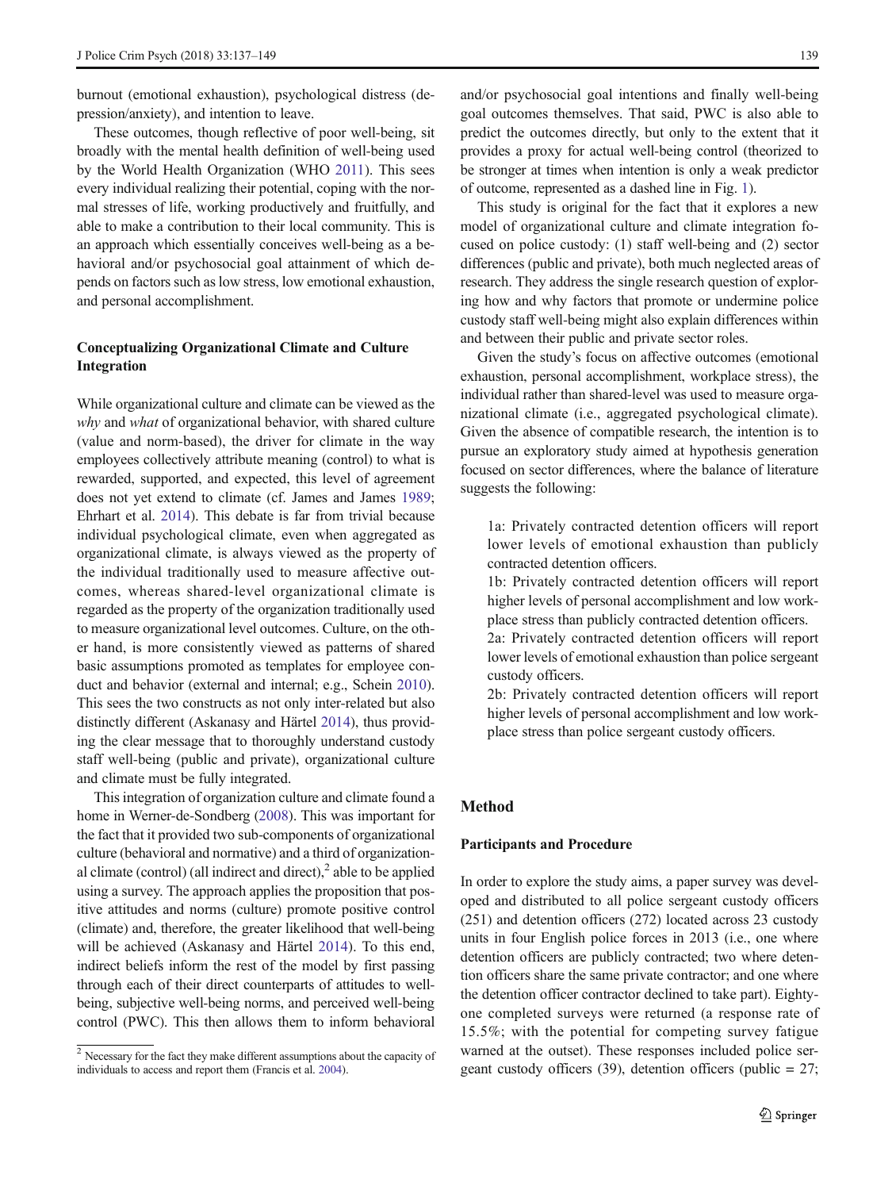burnout (emotional exhaustion), psychological distress (depression/anxiety), and intention to leave.

These outcomes, though reflective of poor well-being, sit broadly with the mental health definition of well-being used by the World Health Organization (WHO 2011). This sees every individual realizing their potential, coping with the normal stresses of life, working productively and fruitfully, and able to make a contribution to their local community. This is an approach which essentially conceives well-being as a behavioral and/or psychosocial goal attainment of which depends on factors such as low stress, low emotional exhaustion, and personal accomplishment.

### Conceptualizing Organizational Climate and Culture Integration

While organizational culture and climate can be viewed as the *why* and *what* of organizational behavior, with shared culture (value and norm-based), the driver for climate in the way employees collectively attribute meaning (control) to what is rewarded, supported, and expected, this level of agreement does not yet extend to climate (cf. James and James 1989; Ehrhart et al. 2014). This debate is far from trivial because individual psychological climate, even when aggregated as organizational climate, is always viewed as the property of the individual traditionally used to measure affective outcomes, whereas shared-level organizational climate is regarded as the property of the organization traditionally used to measure organizational level outcomes. Culture, on the other hand, is more consistently viewed as patterns of shared basic assumptions promoted as templates for employee conduct and behavior (external and internal; e.g., Schein 2010). This sees the two constructs as not only inter-related but also distinctly different (Askanasy and Härtel 2014), thus providing the clear message that to thoroughly understand custody staff well-being (public and private), organizational culture and climate must be fully integrated.

This integration of organization culture and climate found a home in Werner-de-Sondberg (2008). This was important for the fact that it provided two sub-components of organizational culture (behavioral and normative) and a third of organizational climate (control) (all indirect and direct),[2] able to be applied using a survey. The approach applies the proposition that positive attitudes and norms (culture) promote positive control (climate) and, therefore, the greater likelihood that well-being will be achieved (Askanasy and Härtel 2014). To this end, indirect beliefs inform the rest of the model by first passing through each of their direct counterparts of attitudes to well-being, subjective well-being norms, and perceived well-being control (PWC). This then allows them to inform behavioral and/or psychosocial goal intentions and finally well-being goal outcomes themselves. That said, PWC is also able to predict the outcomes directly, but only to the extent that it provides a proxy for actual well-being control (theorized to be stronger at times when intention is only a weak predictor of outcome, represented as a dashed line in Fig. 1).

This study is original for the fact that it explores a new model of organizational culture and climate integration focused on police custody: (1) staff well-being and (2) sector differences (public and private), both much neglected areas of research. They address the single research question of exploring how and why factors that promote or undermine police custody staff well-being might also explain differences within and between their public and private sector roles.

Given the study's focus on affective outcomes (emotional exhaustion, personal accomplishment, workplace stress), the individual rather than shared-level was used to measure organizational climate (i.e., aggregated psychological climate). Given the absence of compatible research, the intention is to pursue an exploratory study aimed at hypothesis generation focused on sector differences, where the balance of literature suggests the following:

> 1a: Privately contracted detention officers will report lower levels of emotional exhaustion than publicly contracted detention officers.
> 1b: Privately contracted detention officers will report higher levels of personal accomplishment and low workplace stress than publicly contracted detention officers.
> 2a: Privately contracted detention officers will report lower levels of emotional exhaustion than police sergeant custody officers.
> 2b: Privately contracted detention officers will report higher levels of personal accomplishment and low workplace stress than police sergeant custody officers.

## Method

### Participants and Procedure

In order to explore the study aims, a paper survey was developed and distributed to all police sergeant custody officers (251) and detention officers (272) located across 23 custody units in four English police forces in 2013 (i.e., one where detention officers are publicly contracted; two where detention officers share the same private contractor; and one where the detention officer contractor declined to take part). Eighty-one completed surveys were returned (a response rate of 15.5%; with the potential for competing survey fatigue warned at the outset). These responses included police sergeant custody officers (39), detention officers (public = 27;

[2] Necessary for the fact they make different assumptions about the capacity of individuals to access and report them (Francis et al. 2004).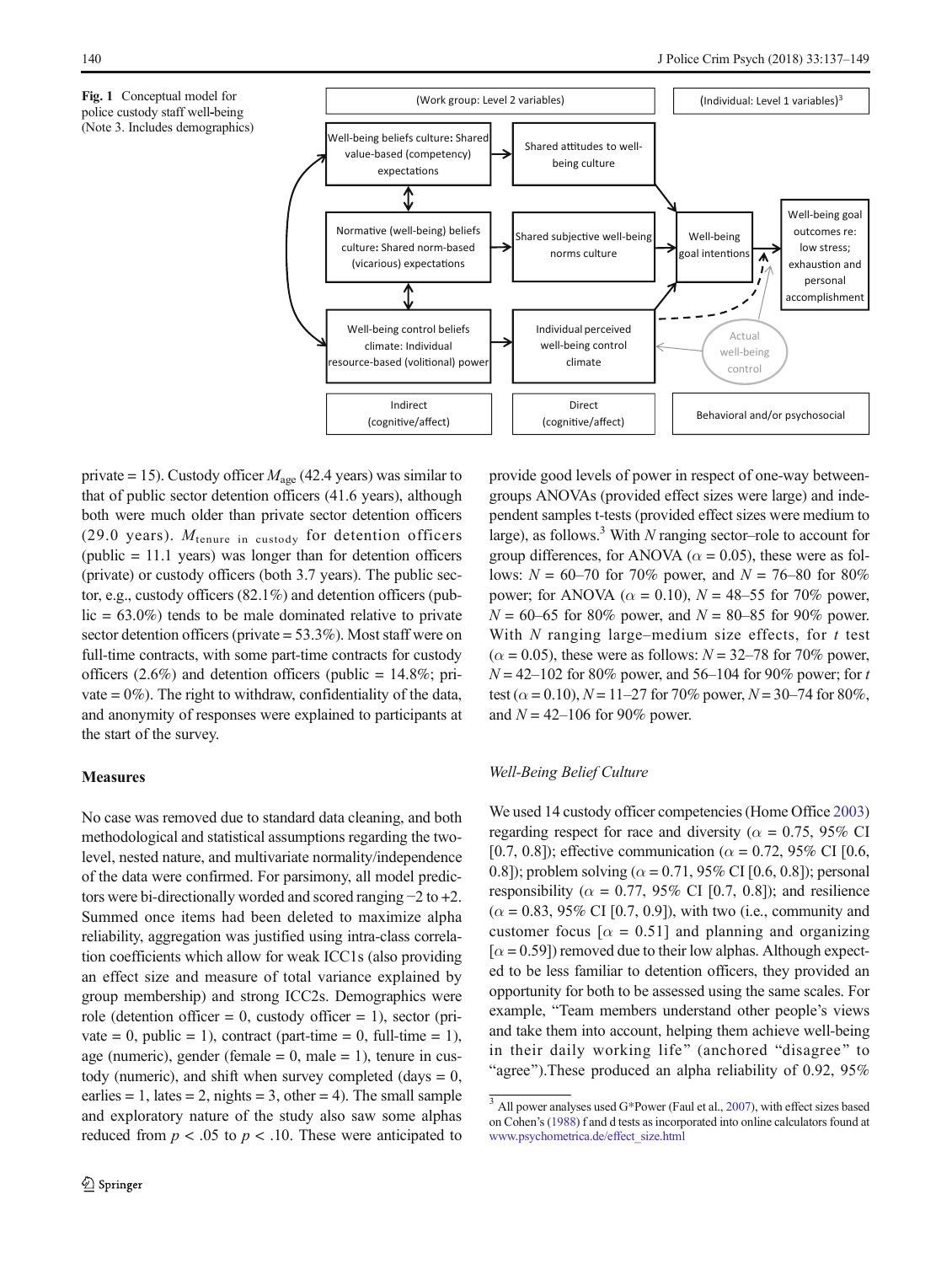**Fig. 1** Conceptual model for police custody staff well-being (Note 3. Includes demographics)

private = 15). Custody officer $M_{age}$ (42.4 years) was similar to that of public sector detention officers (41.6 years), although both were much older than private sector detention officers (29.0 years). $M_{\text{tenure in custody}}$ for detention officers (public = 11.1 years) was longer than for detention officers (private) or custody officers (both 3.7 years). The public sector, e.g., custody officers (82.1%) and detention officers (public = 63.0%) tends to be male dominated relative to private sector detention officers (private = 53.3%). Most staff were on full-time contracts, with some part-time contracts for custody officers (2.6%) and detention officers (public = 14.8%; private = 0%). The right to withdraw, confidentiality of the data, and anonymity of responses were explained to participants at the start of the survey.

### Measures

No case was removed due to standard data cleaning, and both methodological and statistical assumptions regarding the two-level, nested nature, and multivariate normality/independence of the data were confirmed. For parsimony, all model predictors were bi-directionally worded and scored ranging −2 to +2. Summed once items had been deleted to maximize alpha reliability, aggregation was justified using intra-class correlation coefficients which allow for weak ICC1s (also providing an effect size and measure of total variance explained by group membership) and strong ICC2s. Demographics were role (detention officer = 0, custody officer = 1), sector (private = 0, public = 1), contract (part-time = 0, full-time = 1), age (numeric), gender (female = 0, male = 1), tenure in custody (numeric), and shift when survey completed (days = 0, earlies = 1, lates = 2, nights = 3, other = 4). The small sample and exploratory nature of the study also saw some alphas reduced from $p < .05$ to $p < .10$. These were anticipated to provide good levels of power in respect of one-way between-groups ANOVAs (provided effect sizes were large) and independent samples t-tests (provided effect sizes were medium to large), as follows.[3] With $N$ ranging sector–role to account for group differences, for ANOVA ($\alpha = 0.05$), these were as follows: $N = 60$–$70$ for 70% power, and $N = 76$–$80$ for 80% power; for ANOVA ($\alpha = 0.10$), $N = 48$–$55$ for 70% power, $N = 60$–$65$ for 80% power, and $N = 80$–$85$ for 90% power. With $N$ ranging large–medium size effects, for $t$ test ($\alpha = 0.05$), these were as follows: $N = 32$–$78$ for 70% power, $N = 42$–$102$ for 80% power, and 56–104 for 90% power; for $t$ test ($\alpha = 0.10$), $N = 11$–$27$ for 70% power, $N = 30$–$74$ for 80%, and $N = 42$–$106$ for 90% power.

#### *Well-Being Belief Culture*

We used 14 custody officer competencies (Home Office 2003) regarding respect for race and diversity ($\alpha = 0.75$, 95% CI [0.7, 0.8]); effective communication ($\alpha = 0.72$, 95% CI [0.6, 0.8]); problem solving ($\alpha = 0.71$, 95% CI [0.6, 0.8]); personal responsibility ($\alpha = 0.77$, 95% CI [0.7, 0.8]); and resilience ($\alpha = 0.83$, 95% CI [0.7, 0.9]), with two (i.e., community and customer focus [$\alpha = 0.51$] and planning and organizing [$\alpha = 0.59$]) removed due to their low alphas. Although expected to be less familiar to detention officers, they provided an opportunity for both to be assessed using the same scales. For example, "Team members understand other people's views and take them into account, helping them achieve well-being in their daily working life" (anchored "disagree" to "agree").These produced an alpha reliability of 0.92, 95%

[3] All power analyses used G*Power (Faul et al., 2007), with effect sizes based on Cohen's (1988) f and d tests as incorporated into online calculators found at www.psychometrica.de/effect_size.html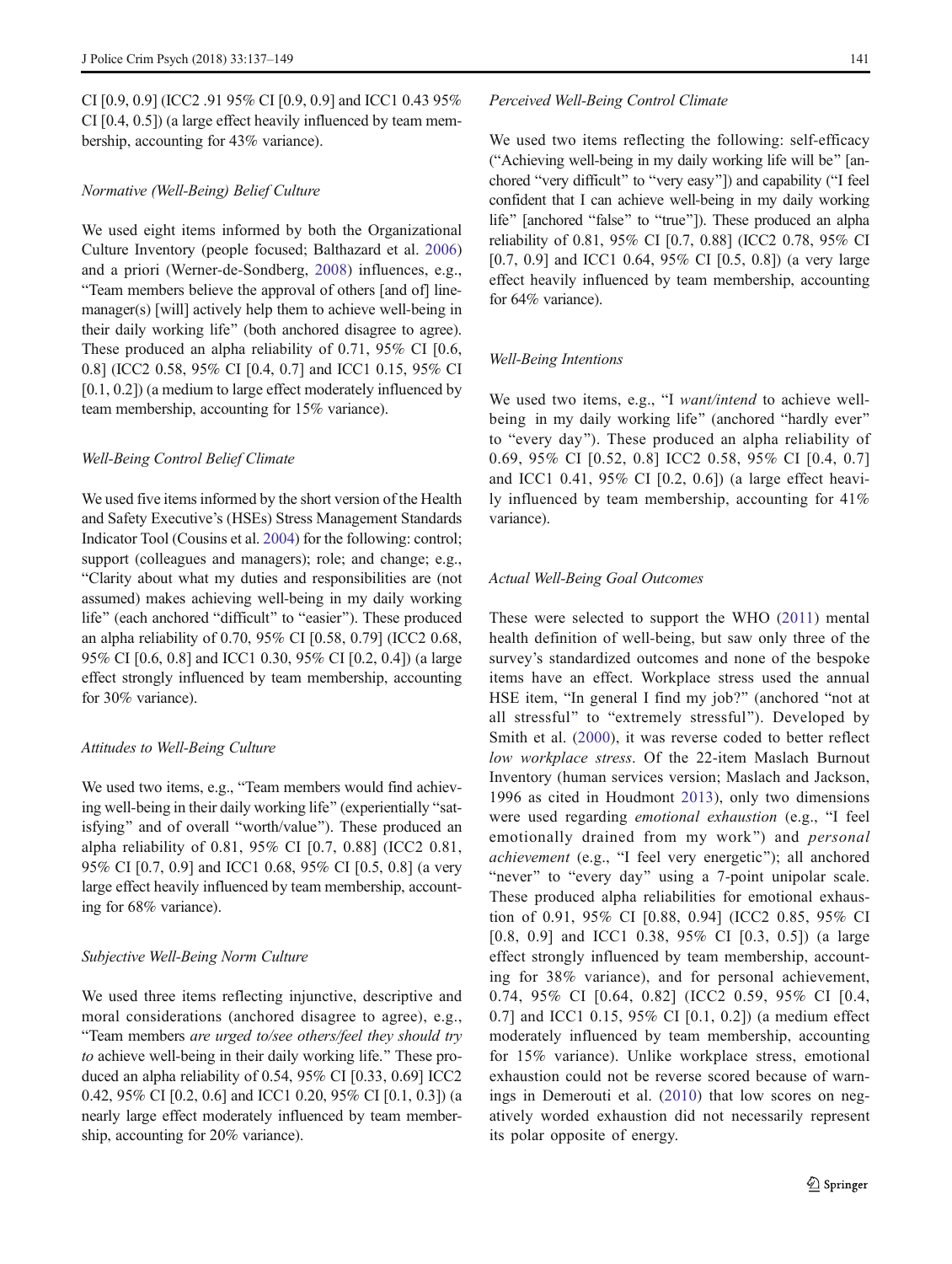CI [0.9, 0.9] (ICC2 .91 95% CI [0.9, 0.9] and ICC1 0.43 95% CI [0.4, 0.5]) (a large effect heavily influenced by team membership, accounting for 43% variance).

*Normative (Well-Being) Belief Culture*

We used eight items informed by both the Organizational Culture Inventory (people focused; Balthazard et al. 2006) and a priori (Werner-de-Sondberg, 2008) influences, e.g., "Team members believe the approval of others [and of] line-manager(s) [will] actively help them to achieve well-being in their daily working life" (both anchored disagree to agree). These produced an alpha reliability of 0.71, 95% CI [0.6, 0.8] (ICC2 0.58, 95% CI [0.4, 0.7] and ICC1 0.15, 95% CI [0.1, 0.2]) (a medium to large effect moderately influenced by team membership, accounting for 15% variance).

*Well-Being Control Belief Climate*

We used five items informed by the short version of the Health and Safety Executive's (HSEs) Stress Management Standards Indicator Tool (Cousins et al. 2004) for the following: control; support (colleagues and managers); role; and change; e.g., "Clarity about what my duties and responsibilities are (not assumed) makes achieving well-being in my daily working life" (each anchored "difficult" to "easier"). These produced an alpha reliability of 0.70, 95% CI [0.58, 0.79] (ICC2 0.68, 95% CI [0.6, 0.8] and ICC1 0.30, 95% CI [0.2, 0.4]) (a large effect strongly influenced by team membership, accounting for 30% variance).

*Attitudes to Well-Being Culture*

We used two items, e.g., "Team members would find achieving well-being in their daily working life" (experientially "satisfying" and of overall "worth/value"). These produced an alpha reliability of 0.81, 95% CI [0.7, 0.88] (ICC2 0.81, 95% CI [0.7, 0.9] and ICC1 0.68, 95% CI [0.5, 0.8] (a very large effect heavily influenced by team membership, accounting for 68% variance).

*Subjective Well-Being Norm Culture*

We used three items reflecting injunctive, descriptive and moral considerations (anchored disagree to agree), e.g., "Team members *are urged to/see others/feel they should try to* achieve well-being in their daily working life." These produced an alpha reliability of 0.54, 95% CI [0.33, 0.69] ICC2 0.42, 95% CI [0.2, 0.6] and ICC1 0.20, 95% CI [0.1, 0.3]) (a nearly large effect moderately influenced by team membership, accounting for 20% variance).

*Perceived Well-Being Control Climate*

We used two items reflecting the following: self-efficacy ("Achieving well-being in my daily working life will be" [anchored "very difficult" to "very easy"]) and capability ("I feel confident that I can achieve well-being in my daily working life" [anchored "false" to "true"]). These produced an alpha reliability of 0.81, 95% CI [0.7, 0.88] (ICC2 0.78, 95% CI [0.7, 0.9] and ICC1 0.64, 95% CI [0.5, 0.8]) (a very large effect heavily influenced by team membership, accounting for 64% variance).

*Well-Being Intentions*

We used two items, e.g., "I *want/intend* to achieve well-being in my daily working life" (anchored "hardly ever" to "every day"). These produced an alpha reliability of 0.69, 95% CI [0.52, 0.8] ICC2 0.58, 95% CI [0.4, 0.7] and ICC1 0.41, 95% CI [0.2, 0.6]) (a large effect heavily influenced by team membership, accounting for 41% variance).

*Actual Well-Being Goal Outcomes*

These were selected to support the WHO (2011) mental health definition of well-being, but saw only three of the survey's standardized outcomes and none of the bespoke items have an effect. Workplace stress used the annual HSE item, "In general I find my job?" (anchored "not at all stressful" to "extremely stressful"). Developed by Smith et al. (2000), it was reverse coded to better reflect *low workplace stress*. Of the 22-item Maslach Burnout Inventory (human services version; Maslach and Jackson, 1996 as cited in Houdmont 2013), only two dimensions were used regarding *emotional exhaustion* (e.g., "I feel emotionally drained from my work") and *personal achievement* (e.g., "I feel very energetic"); all anchored "never" to "every day" using a 7-point unipolar scale. These produced alpha reliabilities for emotional exhaustion of 0.91, 95% CI [0.88, 0.94] (ICC2 0.85, 95% CI [0.8, 0.9] and ICC1 0.38, 95% CI [0.3, 0.5]) (a large effect strongly influenced by team membership, accounting for 38% variance), and for personal achievement, 0.74, 95% CI [0.64, 0.82] (ICC2 0.59, 95% CI [0.4, 0.7] and ICC1 0.15, 95% CI [0.1, 0.2]) (a medium effect moderately influenced by team membership, accounting for 15% variance). Unlike workplace stress, emotional exhaustion could not be reverse scored because of warnings in Demerouti et al. (2010) that low scores on negatively worded exhaustion did not necessarily represent its polar opposite of energy.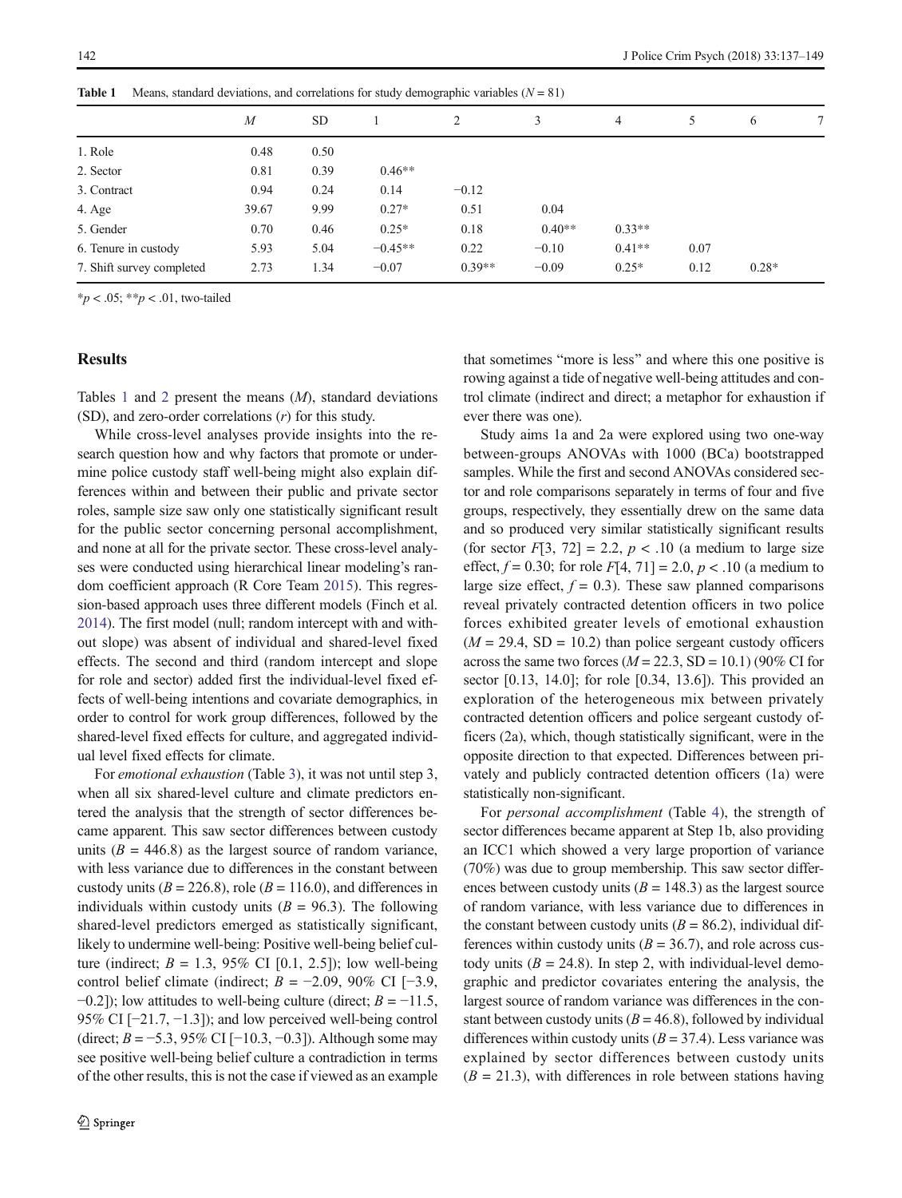**Table 1** Means, standard deviations, and correlations for study demographic variables ($N = 81$)

| | $M$ | SD | 1 | 2 | 3 | 4 | 5 | 6 | 7 |
|---|---|---|---|---|---|---|---|---|---|
| 1. Role | 0.48 | 0.50 | | | | | | | |
| 2. Sector | 0.81 | 0.39 | 0.46** | | | | | | |
| 3. Contract | 0.94 | 0.24 | 0.14 | −0.12 | | | | | |
| 4. Age | 39.67 | 9.99 | 0.27* | 0.51 | 0.04 | | | | |
| 5. Gender | 0.70 | 0.46 | 0.25* | 0.18 | 0.40** | 0.33** | | | |
| 6. Tenure in custody | 5.93 | 5.04 | −0.45** | 0.22 | −0.10 | 0.41** | 0.07 | | |
| 7. Shift survey completed | 2.73 | 1.34 | −0.07 | 0.39** | −0.09 | 0.25* | 0.12 | 0.28* | |

*$p < .05$; **$p < .01$, two-tailed

## Results

Tables 1 and 2 present the means ($M$), standard deviations (SD), and zero-order correlations ($r$) for this study.

While cross-level analyses provide insights into the research question how and why factors that promote or undermine police custody staff well-being might also explain differences within and between their public and private sector roles, sample size saw only one statistically significant result for the public sector concerning personal accomplishment, and none at all for the private sector. These cross-level analyses were conducted using hierarchical linear modeling's random coefficient approach (R Core Team 2015). This regression-based approach uses three different models (Finch et al. 2014). The first model (null; random intercept with and without slope) was absent of individual and shared-level fixed effects. The second and third (random intercept and slope for role and sector) added first the individual-level fixed effects of well-being intentions and covariate demographics, in order to control for work group differences, followed by the shared-level fixed effects for culture, and aggregated individual level fixed effects for climate.

For *emotional exhaustion* (Table 3), it was not until step 3, when all six shared-level culture and climate predictors entered the analysis that the strength of sector differences became apparent. This saw sector differences between custody units ($B = 446.8$) as the largest source of random variance, with less variance due to differences in the constant between custody units ($B = 226.8$), role ($B = 116.0$), and differences in individuals within custody units ($B = 96.3$). The following shared-level predictors emerged as statistically significant, likely to undermine well-being: Positive well-being belief culture (indirect; $B = 1.3$, 95% CI [0.1, 2.5]); low well-being control belief climate (indirect; $B = -2.09$, 90% CI [−3.9, −0.2]); low attitudes to well-being culture (direct; $B = -11.5$, 95% CI [−21.7, −1.3]); and low perceived well-being control (direct; $B = -5.3$, 95% CI [−10.3, −0.3]). Although some may see positive well-being belief culture a contradiction in terms of the other results, this is not the case if viewed as an example that sometimes "more is less" and where this one positive is rowing against a tide of negative well-being attitudes and control climate (indirect and direct; a metaphor for exhaustion if ever there was one).

Study aims 1a and 2a were explored using two one-way between-groups ANOVAs with 1000 (BCa) bootstrapped samples. While the first and second ANOVAs considered sector and role comparisons separately in terms of four and five groups, respectively, they essentially drew on the same data and so produced very similar statistically significant results (for sector $F[3, 72] = 2.2$, $p < .10$ (a medium to large size effect, $f = 0.30$; for role $F[4, 71] = 2.0$, $p < .10$ (a medium to large size effect, $f = 0.3$). These saw planned comparisons reveal privately contracted detention officers in two police forces exhibited greater levels of emotional exhaustion ($M = 29.4$, SD = 10.2) than police sergeant custody officers across the same two forces ($M = 22.3$, SD = 10.1) (90% CI for sector [0.13, 14.0]; for role [0.34, 13.6]). This provided an exploration of the heterogeneous mix between privately contracted detention officers and police sergeant custody officers (2a), which, though statistically significant, were in the opposite direction to that expected. Differences between privately and publicly contracted detention officers (1a) were statistically non-significant.

For *personal accomplishment* (Table 4), the strength of sector differences became apparent at Step 1b, also providing an ICC1 which showed a very large proportion of variance (70%) was due to group membership. This saw sector differences between custody units ($B = 148.3$) as the largest source of random variance, with less variance due to differences in the constant between custody units ($B = 86.2$), individual differences within custody units ($B = 36.7$), and role across custody units ($B = 24.8$). In step 2, with individual-level demographic and predictor covariates entering the analysis, the largest source of random variance was differences in the constant between custody units ($B = 46.8$), followed by individual differences within custody units ($B = 37.4$). Less variance was explained by sector differences between custody units ($B = 21.3$), with differences in role between stations having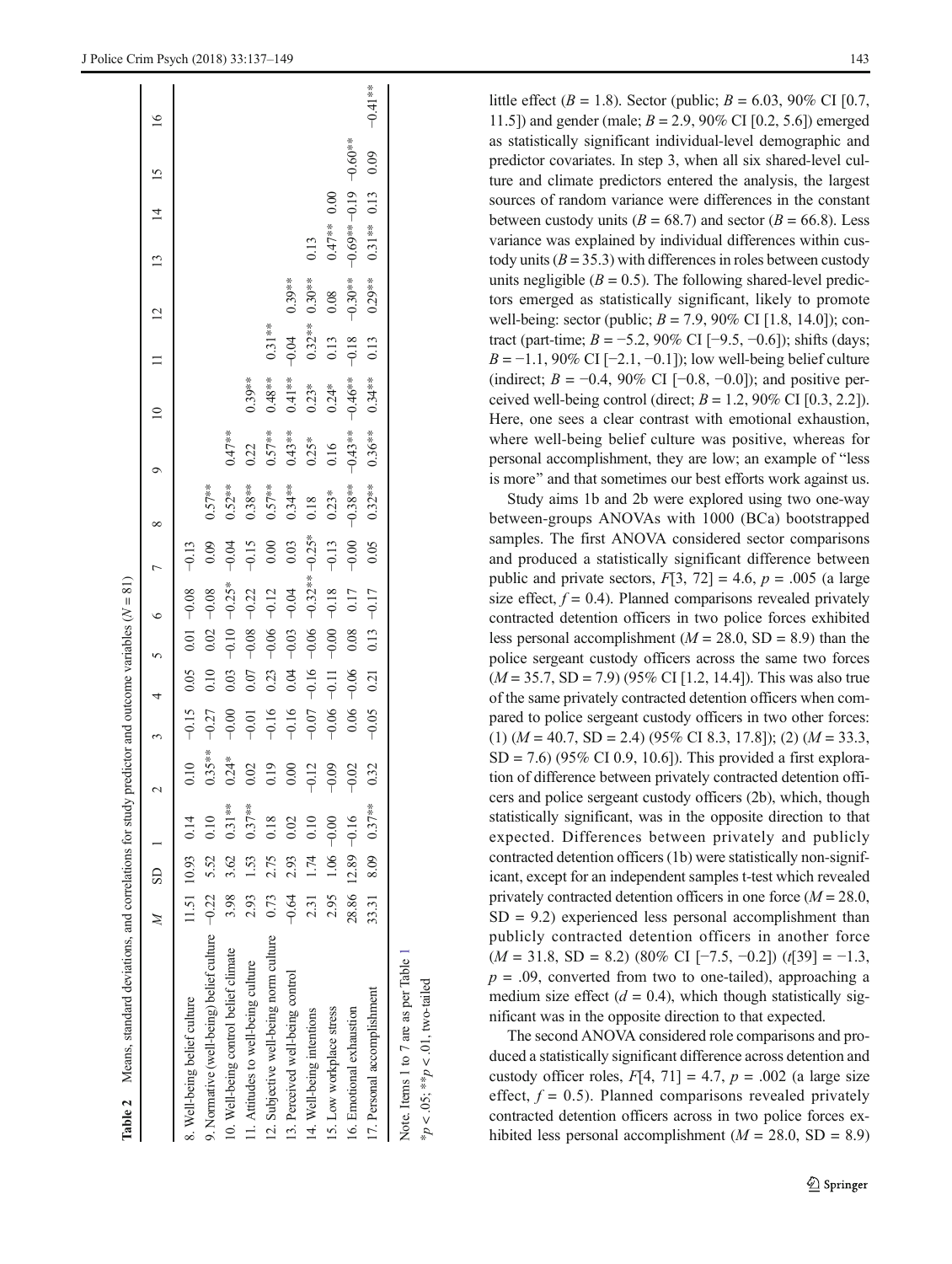**Table 2** Means, standard deviations, and correlations for study predictor and outcome variables ($N = 81$)

| | *M* | SD | 1 | 2 | 3 | 4 | 5 | 6 | 7 | 8 | 9 | 10 | 11 | 12 | 13 | 14 | 15 | 16 |
|---|---|---|---|---|---|---|---|---|---|---|---|---|---|---|---|---|---|---|
| 8. Well-being belief culture | 11.51 | 10.93 | 0.14 | 0.10 | −0.15 | 0.05 | 0.01 | −0.08 | −0.13 | | | | | | | | | |
| 9. Normative (well-being) belief culture | −0.22 | 5.52 | 0.10 | 0.35** | −0.27 | 0.10 | 0.02 | −0.08 | 0.09 | 0.57** | | | | | | | | |
| 10. Well-being control belief climate | 3.98 | 3.62 | 0.31** | 0.24* | −0.00 | 0.03 | −0.10 | −0.25* | −0.04 | 0.52** | 0.47** | | | | | | | |
| 11. Attitudes to well-being culture | 2.93 | 1.53 | 0.37** | 0.02 | −0.01 | 0.07 | −0.08 | −0.22 | −0.15 | 0.38** | 0.22 | 0.39** | | | | | | |
| 12. Subjective well-being norm culture | 0.73 | 2.75 | 0.18 | 0.19 | −0.16 | 0.23 | −0.06 | −0.12 | 0.00 | 0.57** | 0.57** | 0.48** | 0.31** | | | | | |
| 13. Perceived well-being control | −0.64 | 2.93 | 0.02 | 0.00 | −0.16 | 0.04 | −0.03 | −0.04 | 0.03 | 0.34** | 0.43** | 0.41** | −0.04 | 0.39** | | | | |
| 14. Well-being intentions | 2.31 | 1.74 | 0.10 | −0.12 | −0.07 | −0.16 | −0.06 | −0.32** | −0.25* | 0.18 | 0.25* | 0.23* | 0.32** | 0.30** | 0.13 | | | |
| 15. Low workplace stress | 2.95 | 1.06 | −0.00 | −0.09 | −0.06 | −0.11 | −0.00 | −0.18 | −0.13 | 0.23* | 0.16 | 0.24* | 0.13 | 0.08 | 0.47** | 0.00 | | |
| 16. Emotional exhaustion | 28.86 | 12.89 | −0.16 | −0.02 | 0.06 | −0.06 | 0.08 | 0.17 | −0.00 | −0.38** | −0.43** | −0.46** | −0.18 | −0.30** | −0.69** | −0.19 | −0.60** | |
| 17. Personal accomplishment | 33.31 | 8.09 | 0.37** | 0.32 | −0.05 | 0.21 | 0.13 | −0.17 | 0.05 | 0.32** | 0.36** | 0.34** | 0.13 | 0.29** | 0.31** | 0.13 | 0.09 | −0.41** |

Note. Items 1 to 7 are as per Table 1

*$p < .05$; **$p < .01$, two-tailed

little effect ($B = 1.8$). Sector (public; $B = 6.03$, 90% CI [0.7, 11.5]) and gender (male; $B = 2.9$, 90% CI [0.2, 5.6]) emerged as statistically significant individual-level demographic and predictor covariates. In step 3, when all six shared-level culture and climate predictors entered the analysis, the largest sources of random variance were differences in the constant between custody units ($B = 68.7$) and sector ($B = 66.8$). Less variance was explained by individual differences within custody units ($B = 35.3$) with differences in roles between custody units negligible ($B = 0.5$). The following shared-level predictors emerged as statistically significant, likely to promote well-being: sector (public; $B = 7.9$, 90% CI [1.8, 14.0]); contract (part-time; $B = -5.2$, 90% CI [−9.5, −0.6]); shifts (days; $B = -1.1$, 90% CI [−2.1, −0.1]); low well-being belief culture (indirect; $B = -0.4$, 90% CI [−0.8, −0.0]); and positive perceived well-being control (direct; $B = 1.2$, 90% CI [0.3, 2.2]). Here, one sees a clear contrast with emotional exhaustion, where well-being belief culture was positive, whereas for personal accomplishment, they are low; an example of "less is more" and that sometimes our best efforts work against us.

Study aims 1b and 2b were explored using two one-way between-groups ANOVAs with 1000 (BCa) bootstrapped samples. The first ANOVA considered sector comparisons and produced a statistically significant difference between public and private sectors, $F[3, 72] = 4.6$, $p = .005$ (a large size effect, $f = 0.4$). Planned comparisons revealed privately contracted detention officers in two police forces exhibited less personal accomplishment ($M = 28.0$, SD = 8.9) than the police sergeant custody officers across the same two forces ($M = 35.7$, SD = 7.9) (95% CI [1.2, 14.4]). This was also true of the same privately contracted detention officers when compared to police sergeant custody officers in two other forces: (1) ($M = 40.7$, SD = 2.4) (95% CI 8.3, 17.8]); (2) ($M = 33.3$, SD = 7.6) (95% CI 0.9, 10.6]). This provided a first exploration of difference between privately contracted detention officers and police sergeant custody officers (2b), which, though statistically significant, was in the opposite direction to that expected. Differences between privately and publicly contracted detention officers (1b) were statistically non-significant, except for an independent samples t-test which revealed privately contracted detention officers in one force ($M = 28.0$, SD = 9.2) experienced less personal accomplishment than publicly contracted detention officers in another force ($M = 31.8$, SD = 8.2) (80% CI [−7.5, −0.2]) ($t[39] = -1.3$, $p = .09$, converted from two to one-tailed), approaching a medium size effect ($d = 0.4$), which though statistically significant was in the opposite direction to that expected.

The second ANOVA considered role comparisons and produced a statistically significant difference across detention and custody officer roles, $F[4, 71] = 4.7$, $p = .002$ (a large size effect, $f = 0.5$). Planned comparisons revealed privately contracted detention officers across in two police forces exhibited less personal accomplishment ($M = 28.0$, SD = 8.9)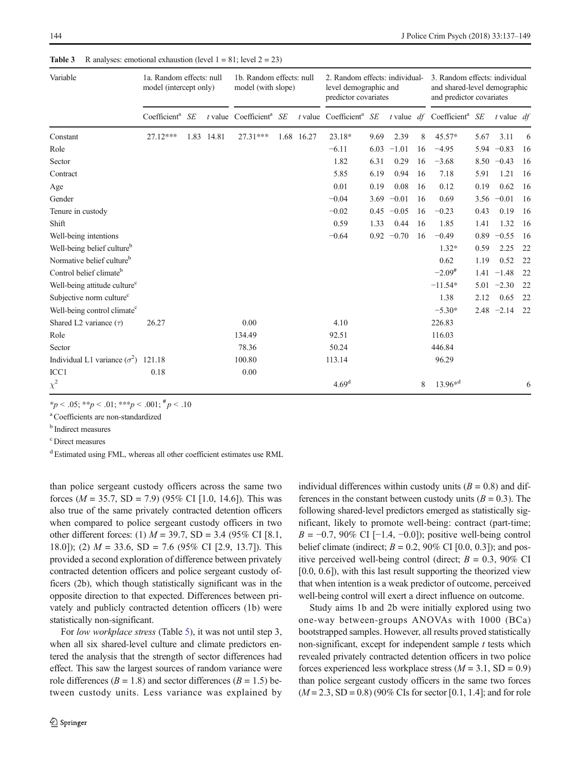**Table 3** R analyses: emotional exhaustion (level 1 = 81; level 2 = 23)

| Variable | 1a. Random effects: null model (intercept only) | | | 1b. Random effects: null model (with slope) | | | 2. Random effects: individual-level demographic and predictor covariates | | | | 3. Random effects: individual and shared-level demographic and predictor covariates | | | |
|---|---|---|---|---|---|---|---|---|---|---|---|---|---|---|
| | Coefficient[a] | SE | t value | Coefficient[a] | SE | t value | Coefficient[a] | SE | t value | df | Coefficient[a] | SE | t value | df |
| Constant | 27.12*** | 1.83 | 14.81 | 27.31*** | 1.68 | 16.27 | 23.18* | 9.69 | 2.39 | 8 | 45.57* | 5.67 | 3.11 | 6 |
| Role | | | | | | | −6.11 | 6.03 | −1.01 | 16 | −4.95 | 5.94 | −0.83 | 16 |
| Sector | | | | | | | 1.82 | 6.31 | 0.29 | 16 | −3.68 | 8.50 | −0.43 | 16 |
| Contract | | | | | | | 5.85 | 6.19 | 0.94 | 16 | 7.18 | 5.91 | 1.21 | 16 |
| Age | | | | | | | 0.01 | 0.19 | 0.08 | 16 | 0.12 | 0.19 | 0.62 | 16 |
| Gender | | | | | | | −0.04 | 3.69 | −0.01 | 16 | 0.69 | 3.56 | −0.01 | 16 |
| Tenure in custody | | | | | | | −0.02 | 0.45 | −0.05 | 16 | −0.23 | 0.43 | 0.19 | 16 |
| Shift | | | | | | | 0.59 | 1.33 | 0.44 | 16 | 1.85 | 1.41 | 1.32 | 16 |
| Well-being intentions | | | | | | | −0.64 | 0.92 | −0.70 | 16 | −0.49 | 0.89 | −0.55 | 16 |
| Well-being belief culture[b] | | | | | | | | | | | 1.32* | 0.59 | 2.25 | 22 |
| Normative belief culture[b] | | | | | | | | | | | 0.62 | 1.19 | 0.52 | 22 |
| Control belief climate[b] | | | | | | | | | | | −2.09[#] | 1.41 | −1.48 | 22 |
| Well-being attitude culture[c] | | | | | | | | | | | −11.54* | 5.01 | −2.30 | 22 |
| Subjective norm culture[c] | | | | | | | | | | | 1.38 | 2.12 | 0.65 | 22 |
| Well-being control climate[c] | | | | | | | | | | | −5.30* | 2.48 | −2.14 | 22 |
| Shared L2 variance ($\tau$) | 26.27 | | | 0.00 | | | 4.10 | | | | 226.83 | | | |
| Role | | | | 134.49 | | | 92.51 | | | | 116.03 | | | |
| Sector | | | | 78.36 | | | 50.24 | | | | 446.84 | | | |
| Individual L1 variance ($\sigma^2$) | 121.18 | | | 100.80 | | | 113.14 | | | | 96.29 | | | |
| ICC1 | 0.18 | | | 0.00 | | | | | | | | | | |
| $\chi^2$ | | | | | | | 4.69[d] | | | 8 | 13.96*[d] | | | 6 |

*$p < .05$; **$p < .01$; ***$p < .001$; [#] $p < .10$

[a] Coefficients are non-standardized

[b] Indirect measures

[c] Direct measures

[d] Estimated using FML, whereas all other coefficient estimates use RML

than police sergeant custody officers across the same two forces ($M = 35.7$, SD = 7.9) (95% CI [1.0, 14.6]). This was also true of the same privately contracted detention officers when compared to police sergeant custody officers in two other different forces: (1) $M = 39.7$, SD = 3.4 (95% CI [8.1, 18.0]); (2) $M = 33.6$, SD = 7.6 (95% CI [2.9, 13.7]). This provided a second exploration of difference between privately contracted detention officers and police sergeant custody officers (2b), which though statistically significant was in the opposite direction to that expected. Differences between privately and publicly contracted detention officers (1b) were statistically non-significant.

For *low workplace stress* (Table 5), it was not until step 3, when all six shared-level culture and climate predictors entered the analysis that the strength of sector differences had effect. This saw the largest sources of random variance were role differences ($B = 1.8$) and sector differences ($B = 1.5$) between custody units. Less variance was explained by individual differences within custody units ($B = 0.8$) and differences in the constant between custody units ($B = 0.3$). The following shared-level predictors emerged as statistically significant, likely to promote well-being: contract (part-time; $B = -0.7$, 90% CI [−1.4, −0.0]); positive well-being control belief climate (indirect; $B = 0.2$, 90% CI [0.0, 0.3]); and positive perceived well-being control (direct; $B = 0.3$, 90% CI [0.0, 0.6]), with this last result supporting the theorized view that when intention is a weak predictor of outcome, perceived well-being control will exert a direct influence on outcome.

Study aims 1b and 2b were initially explored using two one-way between-groups ANOVAs with 1000 (BCa) bootstrapped samples. However, all results proved statistically non-significant, except for independent sample *t* tests which revealed privately contracted detention officers in two police forces experienced less workplace stress ($M = 3.1$, SD = 0.9) than police sergeant custody officers in the same two forces ($M = 2.3$, SD = 0.8) (90% CIs for sector [0.1, 1.4]; and for role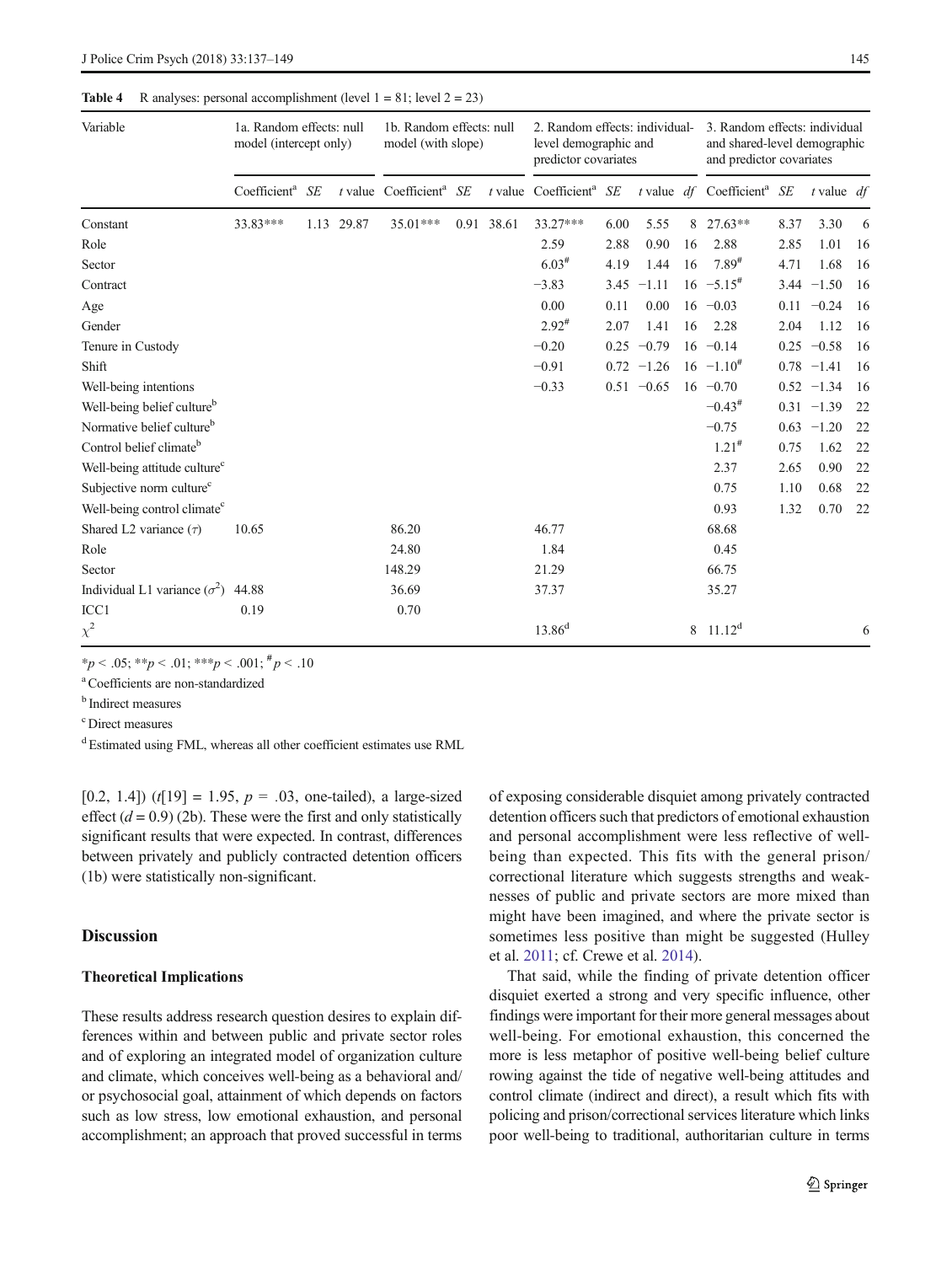**Table 4** R analyses: personal accomplishment (level 1 = 81; level 2 = 23)

| Variable | 1a. Random effects: null model (intercept only) | | | 1b. Random effects: null model (with slope) | | | 2. Random effects: individual-level demographic and predictor covariates | | | | 3. Random effects: individual and shared-level demographic and predictor covariates | | | |
|---|---|---|---|---|---|---|---|---|---|---|---|---|---|---|
| | Coefficient[a] | SE | t value | Coefficient[a] | SE | t value | Coefficient[a] | SE | t value | df | Coefficient[a] | SE | t value | df |
| Constant | 33.83*** | 1.13 | 29.87 | 35.01*** | 0.91 | 38.61 | 33.27*** | 6.00 | 5.55 | 8 | 27.63** | 8.37 | 3.30 | 6 |
| Role | | | | | | | 2.59 | 2.88 | 0.90 | 16 | 2.88 | 2.85 | 1.01 | 16 |
| Sector | | | | | | | 6.03[#] | 4.19 | 1.44 | 16 | 7.89[#] | 4.71 | 1.68 | 16 |
| Contract | | | | | | | −3.83 | 3.45 | −1.11 | 16 | −5.15[#] | 3.44 | −1.50 | 16 |
| Age | | | | | | | 0.00 | 0.11 | 0.00 | 16 | −0.03 | 0.11 | −0.24 | 16 |
| Gender | | | | | | | 2.92[#] | 2.07 | 1.41 | 16 | 2.28 | 2.04 | 1.12 | 16 |
| Tenure in Custody | | | | | | | −0.20 | 0.25 | −0.79 | 16 | −0.14 | 0.25 | −0.58 | 16 |
| Shift | | | | | | | −0.91 | 0.72 | −1.26 | 16 | −1.10[#] | 0.78 | −1.41 | 16 |
| Well-being intentions | | | | | | | −0.33 | 0.51 | −0.65 | 16 | −0.70 | 0.52 | −1.34 | 16 |
| Well-being belief culture[b] | | | | | | | | | | | −0.43[#] | 0.31 | −1.39 | 22 |
| Normative belief culture[b] | | | | | | | | | | | −0.75 | 0.63 | −1.20 | 22 |
| Control belief climate[b] | | | | | | | | | | | 1.21[#] | 0.75 | 1.62 | 22 |
| Well-being attitude culture[c] | | | | | | | | | | | 2.37 | 2.65 | 0.90 | 22 |
| Subjective norm culture[c] | | | | | | | | | | | 0.75 | 1.10 | 0.68 | 22 |
| Well-being control climate[c] | | | | | | | | | | | 0.93 | 1.32 | 0.70 | 22 |
| Shared L2 variance ($\tau$) | 10.65 | | | 86.20 | | | 46.77 | | | | 68.68 | | | |
| Role | | | | 24.80 | | | 1.84 | | | | 0.45 | | | |
| Sector | | | | 148.29 | | | 21.29 | | | | 66.75 | | | |
| Individual L1 variance ($\sigma^2$) | 44.88 | | | 36.69 | | | 37.37 | | | | 35.27 | | | |
| ICC1 | 0.19 | | | 0.70 | | | | | | | | | | |
| $\chi^2$ | | | | | | | 13.86[d] | | | 8 | 11.12[d] | | | 6 |

\*$p < .05$; \*\*$p < .01$; \*\*\*$p < .001$; [#] $p < .10$

[a] Coefficients are non-standardized

[b] Indirect measures

[c] Direct measures

[d] Estimated using FML, whereas all other coefficient estimates use RML

[0.2, 1.4]) ($t[19] = 1.95$, $p = .03$, one-tailed), a large-sized effect ($d = 0.9$) (2b). These were the first and only statistically significant results that were expected. In contrast, differences between privately and publicly contracted detention officers (1b) were statistically non-significant.

## Discussion

### Theoretical Implications

These results address research question desires to explain differences within and between public and private sector roles and of exploring an integrated model of organization culture and climate, which conceives well-being as a behavioral and/or psychosocial goal, attainment of which depends on factors such as low stress, low emotional exhaustion, and personal accomplishment; an approach that proved successful in terms of exposing considerable disquiet among privately contracted detention officers such that predictors of emotional exhaustion and personal accomplishment were less reflective of well-being than expected. This fits with the general prison/correctional literature which suggests strengths and weaknesses of public and private sectors are more mixed than might have been imagined, and where the private sector is sometimes less positive than might be suggested (Hulley et al. 2011; cf. Crewe et al. 2014).

That said, while the finding of private detention officer disquiet exerted a strong and very specific influence, other findings were important for their more general messages about well-being. For emotional exhaustion, this concerned the more is less metaphor of positive well-being belief culture rowing against the tide of negative well-being attitudes and control climate (indirect and direct), a result which fits with policing and prison/correctional services literature which links poor well-being to traditional, authoritarian culture in terms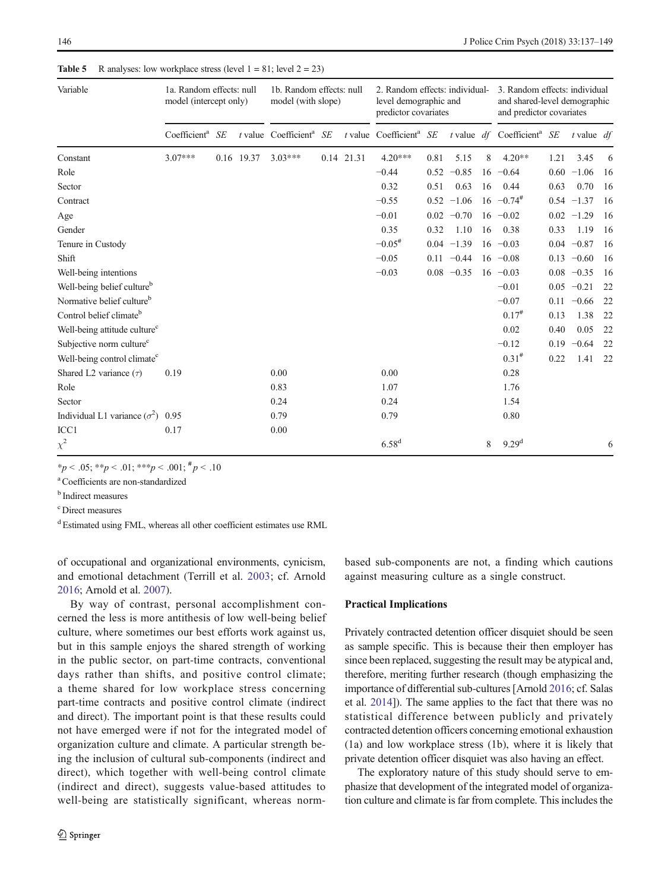**Table 5** R analyses: low workplace stress (level 1 = 81; level 2 = 23)

| Variable | 1a. Random effects: null model (intercept only) | | | 1b. Random effects: null model (with slope) | | | 2. Random effects: individual-level demographic and predictor covariates | | | | 3. Random effects: individual and shared-level demographic and predictor covariates | | | |
|---|---|---|---|---|---|---|---|---|---|---|---|---|---|---|
| | Coefficient[a] | *SE* | *t* value | Coefficient[a] | *SE* | *t* value | Coefficient[a] | *SE* | *t* value | *df* | Coefficient[a] | *SE* | *t* value | *df* |
| Constant | 3.07*** | 0.16 | 19.37 | 3.03*** | 0.14 | 21.31 | 4.20*** | 0.81 | 5.15 | 8 | 4.20** | 1.21 | 3.45 | 6 |
| Role | | | | | | | −0.44 | 0.52 | −0.85 | 16 | −0.64 | 0.60 | −1.06 | 16 |
| Sector | | | | | | | 0.32 | 0.51 | 0.63 | 16 | 0.44 | 0.63 | 0.70 | 16 |
| Contract | | | | | | | −0.55 | 0.52 | −1.06 | 16 | −0.74[#] | 0.54 | −1.37 | 16 |
| Age | | | | | | | −0.01 | 0.02 | −0.70 | 16 | −0.02 | 0.02 | −1.29 | 16 |
| Gender | | | | | | | 0.35 | 0.32 | 1.10 | 16 | 0.38 | 0.33 | 1.19 | 16 |
| Tenure in Custody | | | | | | | −0.05[#] | 0.04 | −1.39 | 16 | −0.03 | 0.04 | −0.87 | 16 |
| Shift | | | | | | | −0.05 | 0.11 | −0.44 | 16 | −0.08 | 0.13 | −0.60 | 16 |
| Well-being intentions | | | | | | | −0.03 | 0.08 | −0.35 | 16 | −0.03 | 0.08 | −0.35 | 16 |
| Well-being belief culture[b] | | | | | | | | | | | −0.01 | 0.05 | −0.21 | 22 |
| Normative belief culture[b] | | | | | | | | | | | −0.07 | 0.11 | −0.66 | 22 |
| Control belief climate[b] | | | | | | | | | | | 0.17[#] | 0.13 | 1.38 | 22 |
| Well-being attitude culture[c] | | | | | | | | | | | 0.02 | 0.40 | 0.05 | 22 |
| Subjective norm culture[c] | | | | | | | | | | | −0.12 | 0.19 | −0.64 | 22 |
| Well-being control climate[c] | | | | | | | | | | | 0.31[#] | 0.22 | 1.41 | 22 |
| Shared L2 variance ($\tau$) | 0.19 | | | 0.00 | | | 0.00 | | | | 0.28 | | | |
| Role | | | | 0.83 | | | 1.07 | | | | 1.76 | | | |
| Sector | | | | 0.24 | | | 0.24 | | | | 1.54 | | | |
| Individual L1 variance ($\sigma^2$) | 0.95 | | | 0.79 | | | 0.79 | | | | 0.80 | | | |
| ICC1 | 0.17 | | | 0.00 | | | | | | | | | | |
| $\chi^2$ | | | | | | | 6.58[d] | | | 8 | 9.29[d] | | | 6 |

*$p < .05$; **$p < .01$; ***$p < .001$; [#] $p < .10$

[a] Coefficients are non-standardized

[b] Indirect measures

[c] Direct measures

[d] Estimated using FML, whereas all other coefficient estimates use RML

of occupational and organizational environments, cynicism, and emotional detachment (Terrill et al. 2003; cf. Arnold 2016; Arnold et al. 2007).

By way of contrast, personal accomplishment concerned the less is more antithesis of low well-being belief culture, where sometimes our best efforts work against us, but in this sample enjoys the shared strength of working in the public sector, on part-time contracts, conventional days rather than shifts, and positive control climate; a theme shared for low workplace stress concerning part-time contracts and positive control climate (indirect and direct). The important point is that these results could not have emerged were if not for the integrated model of organization culture and climate. A particular strength being the inclusion of cultural sub-components (indirect and direct), which together with well-being control climate (indirect and direct), suggests value-based attitudes to well-being are statistically significant, whereas norm-based sub-components are not, a finding which cautions against measuring culture as a single construct.

### Practical Implications

Privately contracted detention officer disquiet should be seen as sample specific. This is because their then employer has since been replaced, suggesting the result may be atypical and, therefore, meriting further research (though emphasizing the importance of differential sub-cultures [Arnold 2016; cf. Salas et al. 2014]). The same applies to the fact that there was no statistical difference between publicly and privately contracted detention officers concerning emotional exhaustion (1a) and low workplace stress (1b), where it is likely that private detention officer disquiet was also having an effect.

The exploratory nature of this study should serve to emphasize that development of the integrated model of organization culture and climate is far from complete. This includes the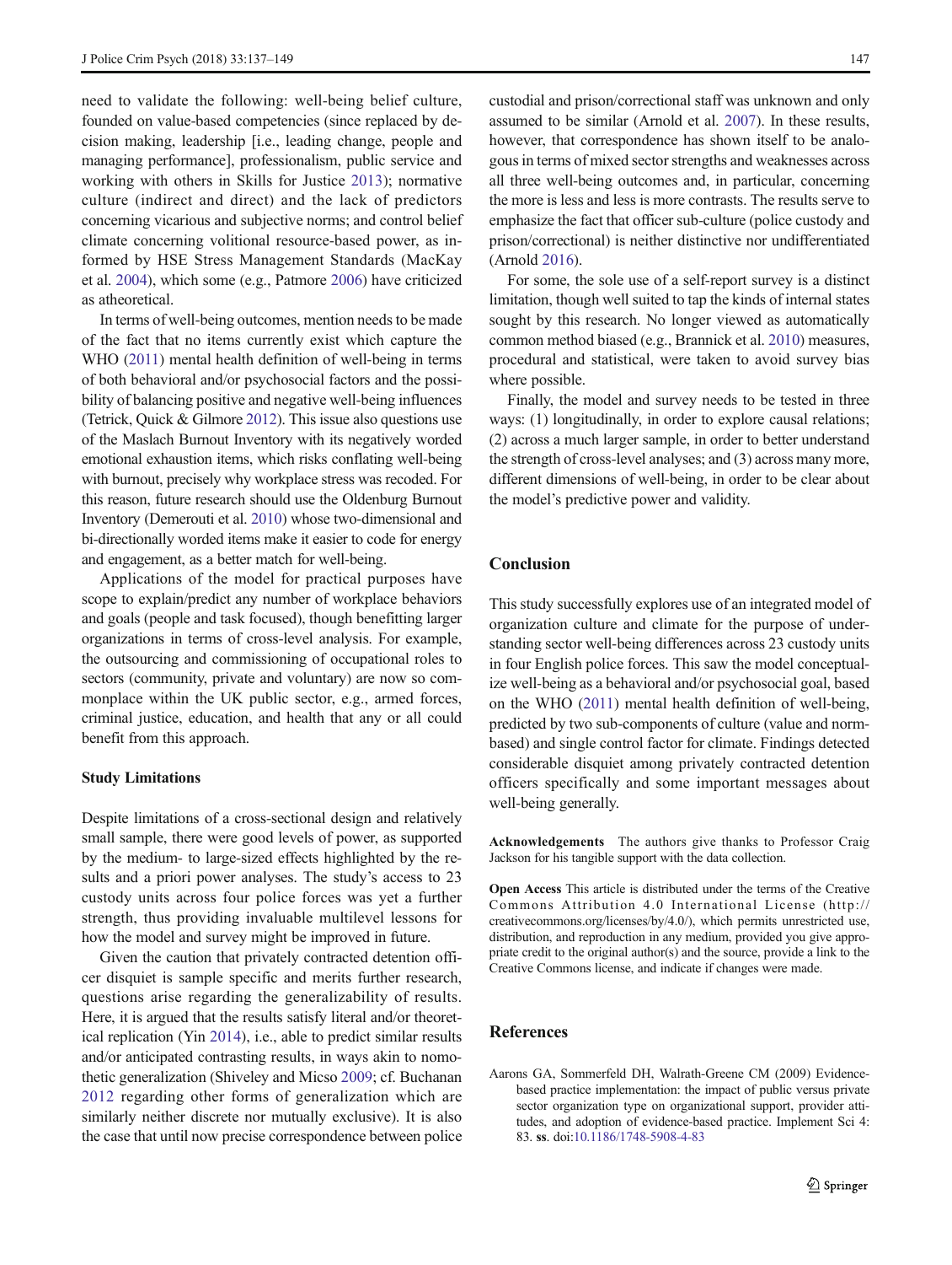need to validate the following: well-being belief culture, founded on value-based competencies (since replaced by decision making, leadership [i.e., leading change, people and managing performance], professionalism, public service and working with others in Skills for Justice 2013); normative culture (indirect and direct) and the lack of predictors concerning vicarious and subjective norms; and control belief climate concerning volitional resource-based power, as informed by HSE Stress Management Standards (MacKay et al. 2004), which some (e.g., Patmore 2006) have criticized as atheoretical.

In terms of well-being outcomes, mention needs to be made of the fact that no items currently exist which capture the WHO (2011) mental health definition of well-being in terms of both behavioral and/or psychosocial factors and the possibility of balancing positive and negative well-being influences (Tetrick, Quick & Gilmore 2012). This issue also questions use of the Maslach Burnout Inventory with its negatively worded emotional exhaustion items, which risks conflating well-being with burnout, precisely why workplace stress was recoded. For this reason, future research should use the Oldenburg Burnout Inventory (Demerouti et al. 2010) whose two-dimensional and bi-directionally worded items make it easier to code for energy and engagement, as a better match for well-being.

Applications of the model for practical purposes have scope to explain/predict any number of workplace behaviors and goals (people and task focused), though benefitting larger organizations in terms of cross-level analysis. For example, the outsourcing and commissioning of occupational roles to sectors (community, private and voluntary) are now so commonplace within the UK public sector, e.g., armed forces, criminal justice, education, and health that any or all could benefit from this approach.

### Study Limitations

Despite limitations of a cross-sectional design and relatively small sample, there were good levels of power, as supported by the medium- to large-sized effects highlighted by the results and a priori power analyses. The study's access to 23 custody units across four police forces was yet a further strength, thus providing invaluable multilevel lessons for how the model and survey might be improved in future.

Given the caution that privately contracted detention officer disquiet is sample specific and merits further research, questions arise regarding the generalizability of results. Here, it is argued that the results satisfy literal and/or theoretical replication (Yin 2014), i.e., able to predict similar results and/or anticipated contrasting results, in ways akin to nomothetic generalization (Shiveley and Micso 2009; cf. Buchanan 2012 regarding other forms of generalization which are similarly neither discrete nor mutually exclusive). It is also the case that until now precise correspondence between police custodial and prison/correctional staff was unknown and only assumed to be similar (Arnold et al. 2007). In these results, however, that correspondence has shown itself to be analogous in terms of mixed sector strengths and weaknesses across all three well-being outcomes and, in particular, concerning the more is less and less is more contrasts. The results serve to emphasize the fact that officer sub-culture (police custody and prison/correctional) is neither distinctive nor undifferentiated (Arnold 2016).

For some, the sole use of a self-report survey is a distinct limitation, though well suited to tap the kinds of internal states sought by this research. No longer viewed as automatically common method biased (e.g., Brannick et al. 2010) measures, procedural and statistical, were taken to avoid survey bias where possible.

Finally, the model and survey needs to be tested in three ways: (1) longitudinally, in order to explore causal relations; (2) across a much larger sample, in order to better understand the strength of cross-level analyses; and (3) across many more, different dimensions of well-being, in order to be clear about the model's predictive power and validity.

## Conclusion

This study successfully explores use of an integrated model of organization culture and climate for the purpose of understanding sector well-being differences across 23 custody units in four English police forces. This saw the model conceptualize well-being as a behavioral and/or psychosocial goal, based on the WHO (2011) mental health definition of well-being, predicted by two sub-components of culture (value and norm-based) and single control factor for climate. Findings detected considerable disquiet among privately contracted detention officers specifically and some important messages about well-being generally.

**Acknowledgements** The authors give thanks to Professor Craig Jackson for his tangible support with the data collection.

**Open Access** This article is distributed under the terms of the Creative Commons Attribution 4.0 International License (http://creativecommons.org/licenses/by/4.0/), which permits unrestricted use, distribution, and reproduction in any medium, provided you give appropriate credit to the original author(s) and the source, provide a link to the Creative Commons license, and indicate if changes were made.

## References

Aarons GA, Sommerfeld DH, Walrath-Greene CM (2009) Evidence-based practice implementation: the impact of public versus private sector organization type on organizational support, provider attitudes, and adoption of evidence-based practice. Implement Sci 4: 83. **ss**. doi:10.1186/1748-5908-4-83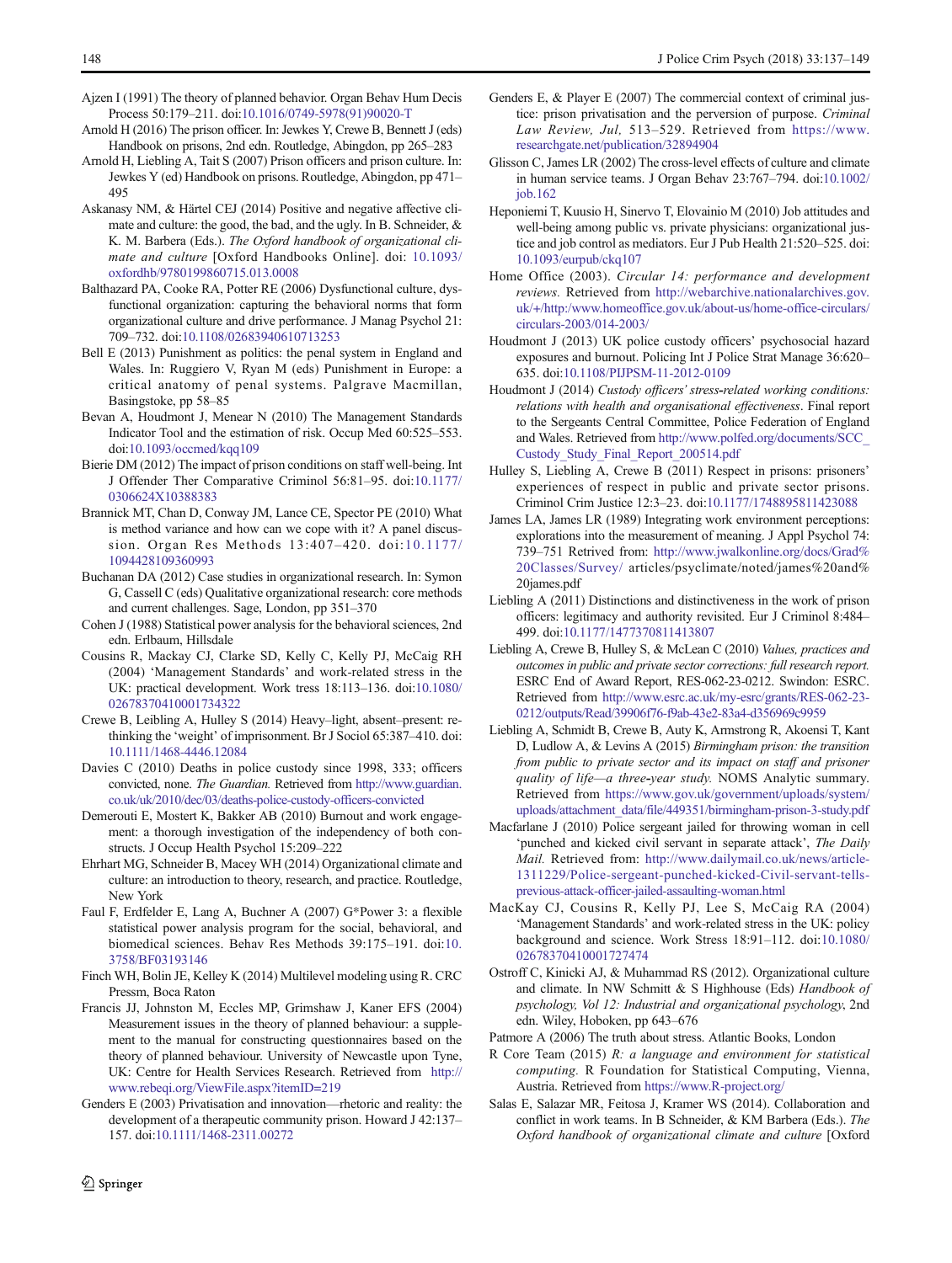Ajzen I (1991) The theory of planned behavior. Organ Behav Hum Decis Process 50:179–211. doi:10.1016/0749-5978(91)90020-T

Arnold H (2016) The prison officer. In: Jewkes Y, Crewe B, Bennett J (eds) Handbook on prisons, 2nd edn. Routledge, Abingdon, pp 265–283

Arnold H, Liebling A, Tait S (2007) Prison officers and prison culture. In: Jewkes Y (ed) Handbook on prisons. Routledge, Abingdon, pp 471–495

Askanasy NM, & Härtel CEJ (2014) Positive and negative affective climate and culture: the good, the bad, and the ugly. In B. Schneider, & K. M. Barbera (Eds.). *The Oxford handbook of organizational climate and culture* [Oxford Handbooks Online]. doi: 10.1093/oxfordhb/9780199860715.013.0008

Balthazard PA, Cooke RA, Potter RE (2006) Dysfunctional culture, dysfunctional organization: capturing the behavioral norms that form organizational culture and drive performance. J Manag Psychol 21: 709–732. doi:10.1108/02683940610713253

Bell E (2013) Punishment as politics: the penal system in England and Wales. In: Ruggiero V, Ryan M (eds) Punishment in Europe: a critical anatomy of penal systems. Palgrave Macmillan, Basingstoke, pp 58–85

Bevan A, Houdmont J, Menear N (2010) The Management Standards Indicator Tool and the estimation of risk. Occup Med 60:525–553. doi:10.1093/occmed/kqq109

Bierie DM (2012) The impact of prison conditions on staff well-being. Int J Offender Ther Comparative Criminol 56:81–95. doi:10.1177/0306624X10388383

Brannick MT, Chan D, Conway JM, Lance CE, Spector PE (2010) What is method variance and how can we cope with it? A panel discussion. Organ Res Methods 13:407–420. doi:10.1177/1094428109360993

Buchanan DA (2012) Case studies in organizational research. In: Symon G, Cassell C (eds) Qualitative organizational research: core methods and current challenges. Sage, London, pp 351–370

Cohen J (1988) Statistical power analysis for the behavioral sciences, 2nd edn. Erlbaum, Hillsdale

Cousins R, Mackay CJ, Clarke SD, Kelly C, Kelly PJ, McCaig RH (2004) 'Management Standards' and work-related stress in the UK: practical development. Work tress 18:113–136. doi:10.1080/02678370410001734322

Crewe B, Leibling A, Hulley S (2014) Heavy–light, absent–present: re-thinking the 'weight' of imprisonment. Br J Sociol 65:387–410. doi:10.1111/1468-4446.12084

Davies C (2010) Deaths in police custody since 1998, 333; officers convicted, none. *The Guardian.* Retrieved from http://www.guardian.co.uk/uk/2010/dec/03/deaths-police-custody-officers-convicted

Demerouti E, Mostert K, Bakker AB (2010) Burnout and work engagement: a thorough investigation of the independency of both constructs. J Occup Health Psychol 15:209–222

Ehrhart MG, Schneider B, Macey WH (2014) Organizational climate and culture: an introduction to theory, research, and practice. Routledge, New York

Faul F, Erdfelder E, Lang A, Buchner A (2007) G*Power 3: a flexible statistical power analysis program for the social, behavioral, and biomedical sciences. Behav Res Methods 39:175–191. doi:10.3758/BF03193146

Finch WH, Bolin JE, Kelley K (2014) Multilevel modeling using R. CRC Pressm, Boca Raton

Francis JJ, Johnston M, Eccles MP, Grimshaw J, Kaner EFS (2004) Measurement issues in the theory of planned behaviour: a supplement to the manual for constructing questionnaires based on the theory of planned behaviour. University of Newcastle upon Tyne, UK: Centre for Health Services Research. Retrieved from http://www.rebeqi.org/ViewFile.aspx?itemID=219

Genders E (2003) Privatisation and innovation—rhetoric and reality: the development of a therapeutic community prison. Howard J 42:137–157. doi:10.1111/1468-2311.00272

Genders E, & Player E (2007) The commercial context of criminal justice: prison privatisation and the perversion of purpose. *Criminal Law Review, Jul,* 513–529. Retrieved from https://www.researchgate.net/publication/32894904

Glisson C, James LR (2002) The cross-level effects of culture and climate in human service teams. J Organ Behav 23:767–794. doi:10.1002/job.162

Heponiemi T, Kuusio H, Sinervo T, Elovainio M (2010) Job attitudes and well-being among public vs. private physicians: organizational justice and job control as mediators. Eur J Pub Health 21:520–525. doi:10.1093/eurpub/ckq107

Home Office (2003). *Circular 14: performance and development reviews.* Retrieved from http://webarchive.nationalarchives.gov.uk/+/http:/www.homeoffice.gov.uk/about-us/home-office-circulars/circulars-2003/014-2003/

Houdmont J (2013) UK police custody officers' psychosocial hazard exposures and burnout. Policing Int J Police Strat Manage 36:620–635. doi:10.1108/PIJPSM-11-2012-0109

Houdmont J (2014) *Custody officers' stress-related working conditions: relations with health and organisational effectiveness*. Final report to the Sergeants Central Committee, Police Federation of England and Wales. Retrieved from http://www.polfed.org/documents/SCC_Custody_Study_Final_Report_200514.pdf

Hulley S, Liebling A, Crewe B (2011) Respect in prisons: prisoners' experiences of respect in public and private sector prisons. Criminol Crim Justice 12:3–23. doi:10.1177/1748895811423088

James LA, James LR (1989) Integrating work environment perceptions: explorations into the measurement of meaning. J Appl Psychol 74: 739–751 Retrieved from: http://www.jwalkonline.org/docs/Grad%20Classes/Survey/ articles/psyclimate/noted/james%20and%20james.pdf

Liebling A (2011) Distinctions and distinctiveness in the work of prison officers: legitimacy and authority revisited. Eur J Criminol 8:484–499. doi:10.1177/1477370811413807

Liebling A, Crewe B, Hulley S, & McLean C (2010) *Values, practices and outcomes in public and private sector corrections: full research report.* ESRC End of Award Report, RES-062-23-0212. Swindon: ESRC. Retrieved from http://www.esrc.ac.uk/my-esrc/grants/RES-062-23-0212/outputs/Read/39906f76-f9ab-43e2-83a4-d356969c9959

Liebling A, Schmidt B, Crewe B, Auty K, Armstrong R, Akoensi T, Kant D, Ludlow A, & Levins A (2015) *Birmingham prison: the transition from public to private sector and its impact on staff and prisoner quality of life—a three-year study.* NOMS Analytic summary. Retrieved from https://www.gov.uk/government/uploads/system/uploads/attachment_data/file/449351/birmingham-prison-3-study.pdf

Macfarlane J (2010) Police sergeant jailed for throwing woman in cell 'punched and kicked civil servant in separate attack', *The Daily Mail.* Retrieved from: http://www.dailymail.co.uk/news/article-1311229/Police-sergeant-punched-kicked-Civil-servant-tells-previous-attack-officer-jailed-assaulting-woman.html

MacKay CJ, Cousins R, Kelly PJ, Lee S, McCaig RA (2004) 'Management Standards' and work-related stress in the UK: policy background and science. Work Stress 18:91–112. doi:10.1080/02678370410001727474

Ostroff C, Kinicki AJ, & Muhammad RS (2012). Organizational culture and climate. In NW Schmitt & S Highhouse (Eds) *Handbook of psychology, Vol 12: Industrial and organizational psychology*, 2nd edn. Wiley, Hoboken, pp 643–676

Patmore A (2006) The truth about stress. Atlantic Books, London

R Core Team (2015) *R: a language and environment for statistical computing.* R Foundation for Statistical Computing, Vienna, Austria. Retrieved from https://www.R-project.org/

Salas E, Salazar MR, Feitosa J, Kramer WS (2014). Collaboration and conflict in work teams. In B Schneider, & KM Barbera (Eds.). *The Oxford handbook of organizational climate and culture* [Oxford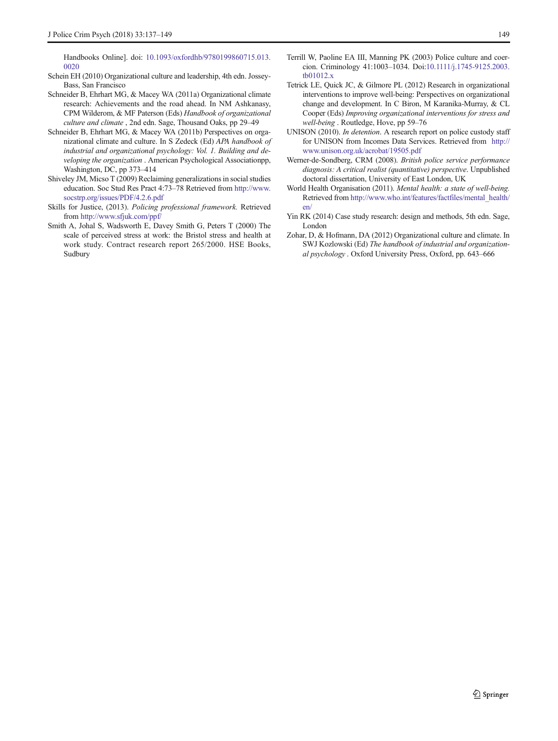Handbooks Online]. doi: 10.1093/oxfordhb/9780199860715.013.0020

Schein EH (2010) Organizational culture and leadership, 4th edn. Jossey-Bass, San Francisco

Schneider B, Ehrhart MG, & Macey WA (2011a) Organizational climate research: Achievements and the road ahead. In NM Ashkanasy, CPM Wilderom, & MF Paterson (Eds) *Handbook of organizational culture and climate* , 2nd edn. Sage, Thousand Oaks, pp 29–49

Schneider B, Ehrhart MG, & Macey WA (2011b) Perspectives on organizational climate and culture. In S Zedeck (Ed) *APA handbook of industrial and organizational psychology: Vol. 1. Building and developing the organization* . American Psychological Associationpp, Washington, DC, pp 373–414

Shiveley JM, Micso T (2009) Reclaiming generalizations in social studies education. Soc Stud Res Pract 4:73–78 Retrieved from http://www.socstrp.org/issues/PDF/4.2.6.pdf

Skills for Justice, (2013). *Policing professional framework.* Retrieved from http://www.sfjuk.com/ppf/

Smith A, Johal S, Wadsworth E, Davey Smith G, Peters T (2000) The scale of perceived stress at work: the Bristol stress and health at work study. Contract research report 265/2000. HSE Books, Sudbury

Terrill W, Paoline EA III, Manning PK (2003) Police culture and coercion. Criminology 41:1003–1034. Doi:10.1111/j.1745-9125.2003.tb01012.x

Tetrick LE, Quick JC, & Gilmore PL (2012) Research in organizational interventions to improve well-being: Perspectives on organizational change and development. In C Biron, M Karanika-Murray, & CL Cooper (Eds) *Improving organizational interventions for stress and well-being* . Routledge, Hove, pp 59–76

UNISON (2010). *In detention*. A research report on police custody staff for UNISON from Incomes Data Services. Retrieved from http://www.unison.org.uk/acrobat/19505.pdf

Werner-de-Sondberg, CRM (2008). *British police service performance diagnosis: A critical realist (quantitative) perspective*. Unpublished doctoral dissertation, University of East London, UK

World Health Organisation (2011). *Mental health: a state of well-being.* Retrieved from http://www.who.int/features/factfiles/mental_health/en/

Yin RK (2014) Case study research: design and methods, 5th edn. Sage, London

Zohar, D, & Hofmann, DA (2012) Organizational culture and climate. In SWJ Kozlowski (Ed) *The handbook of industrial and organizational psychology* . Oxford University Press, Oxford, pp. 643–666